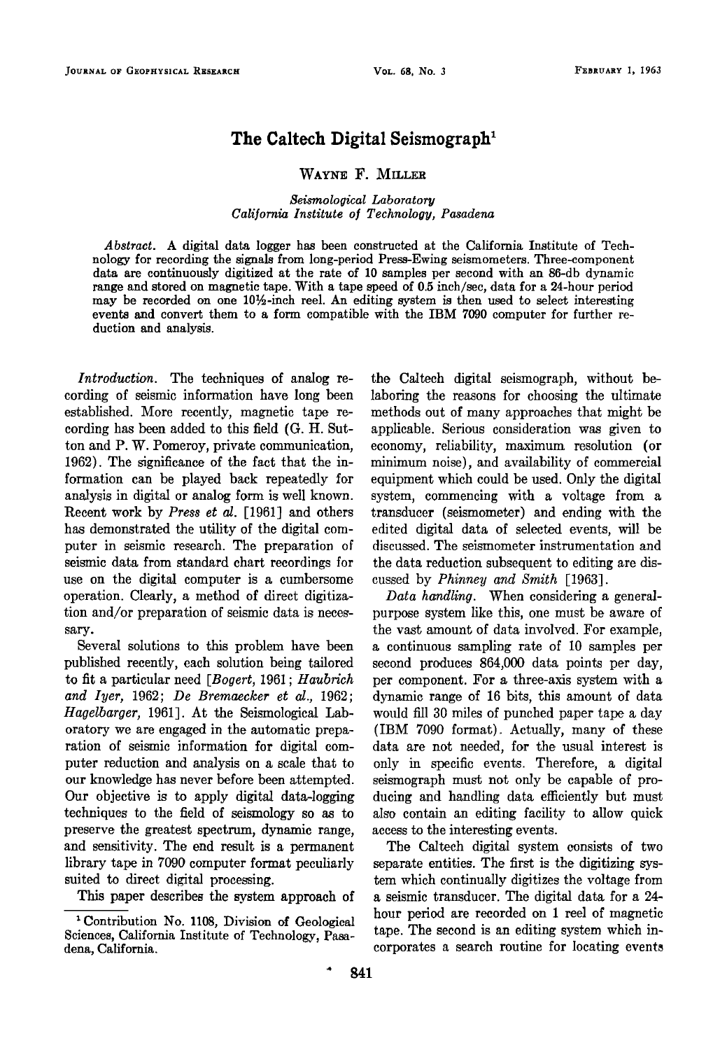# The Caltech Digital Seismograph[1]

WAYNE F. MILLER

*Seismological Laboratory*
*California Institute of Technology, Pasadena*

*Abstract.* A digital data logger has been constructed at the California Institute of Technology for recording the signals from long-period Press-Ewing seismometers. Three-component data are continuously digitized at the rate of 10 samples per second with an 86-db dynamic range and stored on magnetic tape. With a tape speed of 0.5 inch/sec, data for a 24-hour period may be recorded on one 10½-inch reel. An editing system is then used to select interesting events and convert them to a form compatible with the IBM 7090 computer for further reduction and analysis.

*Introduction.* The techniques of analog recording of seismic information have long been established. More recently, magnetic tape recording has been added to this field (G. H. Sutton and P. W. Pomeroy, private communication, 1962). The significance of the fact that the information can be played back repeatedly for analysis in digital or analog form is well known. Recent work by *Press et al.* [1961] and others has demonstrated the utility of the digital computer in seismic research. The preparation of seismic data from standard chart recordings for use on the digital computer is a cumbersome operation. Clearly, a method of direct digitization and/or preparation of seismic data is necessary.

Several solutions to this problem have been published recently, each solution being tailored to fit a particular need [*Bogert*, 1961; *Haubrich and Iyer*, 1962; *De Bremaecker et al.*, 1962; *Hagelbarger*, 1961]. At the Seismological Laboratory we are engaged in the automatic preparation of seismic information for digital computer reduction and analysis on a scale that to our knowledge has never before been attempted. Our objective is to apply digital data-logging techniques to the field of seismology so as to preserve the greatest spectrum, dynamic range, and sensitivity. The end result is a permanent library tape in 7090 computer format peculiarly suited to direct digital processing.

This paper describes the system approach of the Caltech digital seismograph, without belaboring the reasons for choosing the ultimate methods out of many approaches that might be applicable. Serious consideration was given to economy, reliability, maximum resolution (or minimum noise), and availability of commercial equipment which could be used. Only the digital system, commencing with a voltage from a transducer (seismometer) and ending with the edited digital data of selected events, will be discussed. The seismometer instrumentation and the data reduction subsequent to editing are discussed by *Phinney and Smith* [1963].

*Data handling.* When considering a general-purpose system like this, one must be aware of the vast amount of data involved. For example, a continuous sampling rate of 10 samples per second produces 864,000 data points per day, per component. For a three-axis system with a dynamic range of 16 bits, this amount of data would fill 30 miles of punched paper tape a day (IBM 7090 format). Actually, many of these data are not needed, for the usual interest is only in specific events. Therefore, a digital seismograph must not only be capable of producing and handling data efficiently but must also contain an editing facility to allow quick access to the interesting events.

The Caltech digital system consists of two separate entities. The first is the digitizing system which continually digitizes the voltage from a seismic transducer. The digital data for a 24-hour period are recorded on 1 reel of magnetic tape. The second is an editing system which incorporates a search routine for locating events

[1] Contribution No. 1108, Division of Geological Sciences, California Institute of Technology, Pasadena, California.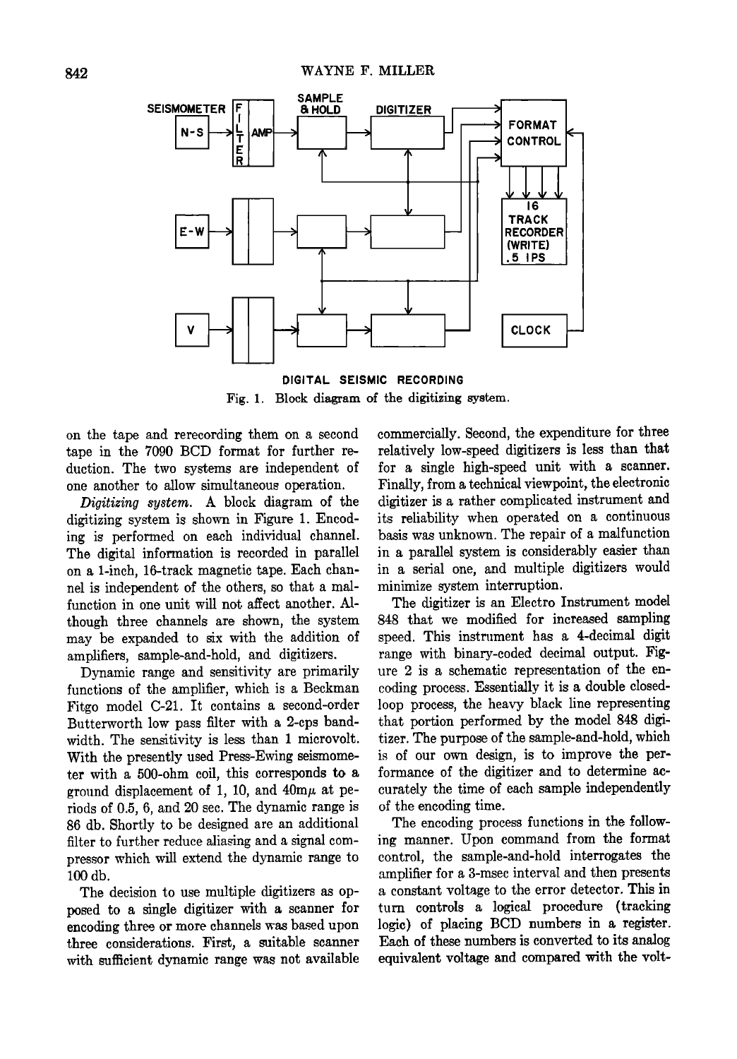DIGITAL SEISMIC RECORDING

Fig. 1. Block diagram of the digitizing system.

on the tape and rerecording them on a second tape in the 7090 BCD format for further reduction. The two systems are independent of one another to allow simultaneous operation.

*Digitizing system.* A block diagram of the digitizing system is shown in Figure 1. Encoding is performed on each individual channel. The digital information is recorded in parallel on a 1-inch, 16-track magnetic tape. Each channel is independent of the others, so that a malfunction in one unit will not affect another. Although three channels are shown, the system may be expanded to six with the addition of amplifiers, sample-and-hold, and digitizers.

Dynamic range and sensitivity are primarily functions of the amplifier, which is a Beckman Fitgo model C-21. It contains a second-order Butterworth low pass filter with a 2-cps bandwidth. The sensitivity is less than 1 microvolt. With the presently used Press-Ewing seismometer with a 500-ohm coil, this corresponds to a ground displacement of 1, 10, and 40m$\mu$ at periods of 0.5, 6, and 20 sec. The dynamic range is 86 db. Shortly to be designed are an additional filter to further reduce aliasing and a signal compressor which will extend the dynamic range to 100 db.

The decision to use multiple digitizers as opposed to a single digitizer with a scanner for encoding three or more channels was based upon three considerations. First, a suitable scanner with sufficient dynamic range was not available commercially. Second, the expenditure for three relatively low-speed digitizers is less than that for a single high-speed unit with a scanner. Finally, from a technical viewpoint, the electronic digitizer is a rather complicated instrument and its reliability when operated on a continuous basis was unknown. The repair of a malfunction in a parallel system is considerably easier than in a serial one, and multiple digitizers would minimize system interruption.

The digitizer is an Electro Instrument model 848 that we modified for increased sampling speed. This instrument has a 4-decimal digit range with binary-coded decimal output. Figure 2 is a schematic representation of the encoding process. Essentially it is a double closed-loop process, the heavy black line representing that portion performed by the model 848 digitizer. The purpose of the sample-and-hold, which is of our own design, is to improve the performance of the digitizer and to determine accurately the time of each sample independently of the encoding time.

The encoding process functions in the following manner. Upon command from the format control, the sample-and-hold interrogates the amplifier for a 3-msec interval and then presents a constant voltage to the error detector. This in turn controls a logical procedure (tracking logic) of placing BCD numbers in a register. Each of these numbers is converted to its analog equivalent voltage and compared with the volt-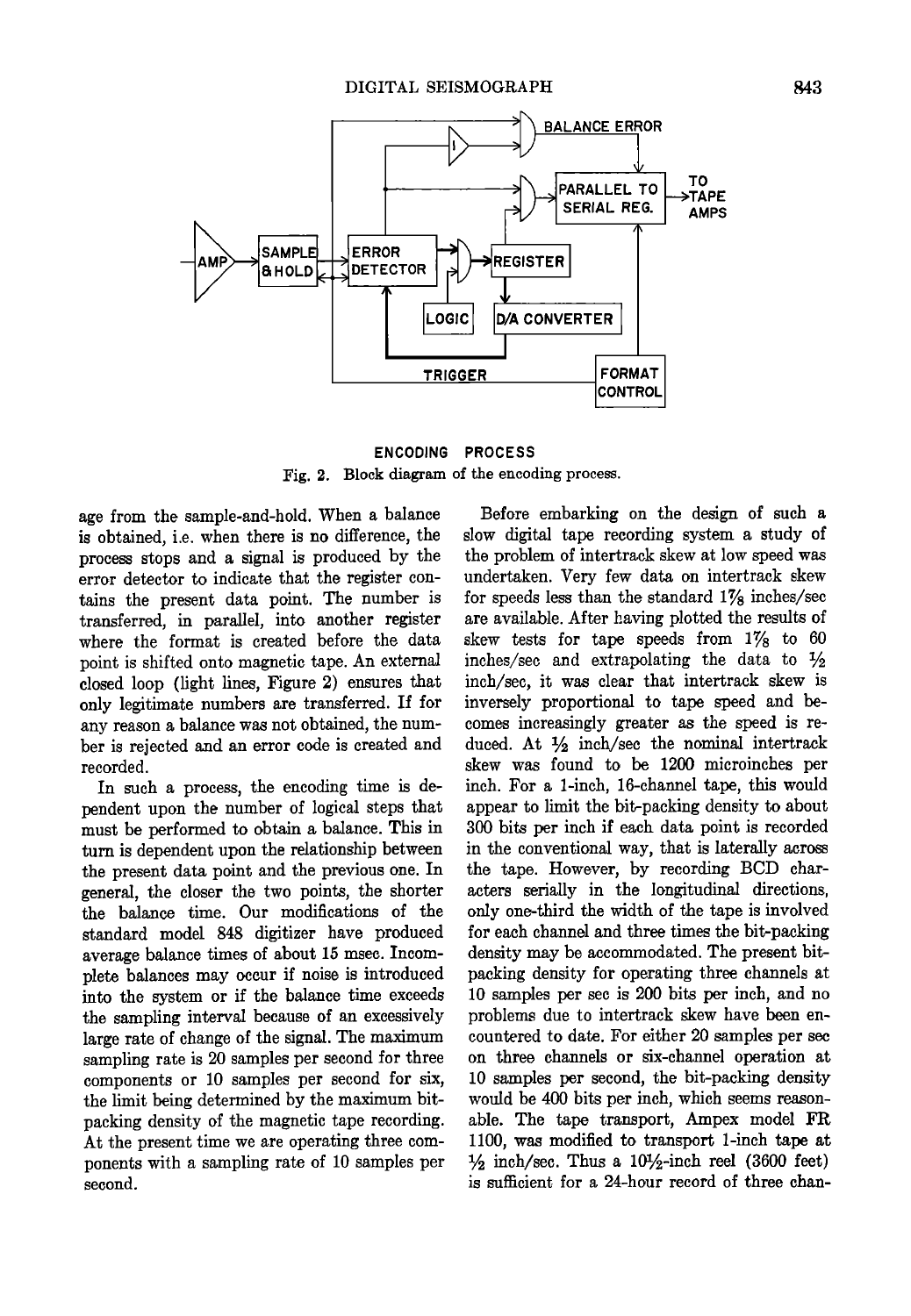ENCODING PROCESS

Fig. 2. Block diagram of the encoding process.

age from the sample-and-hold. When a balance is obtained, i.e. when there is no difference, the process stops and a signal is produced by the error detector to indicate that the register contains the present data point. The number is transferred, in parallel, into another register where the format is created before the data point is shifted onto magnetic tape. An external closed loop (light lines, Figure 2) ensures that only legitimate numbers are transferred. If for any reason a balance was not obtained, the number is rejected and an error code is created and recorded.

In such a process, the encoding time is dependent upon the number of logical steps that must be performed to obtain a balance. This in turn is dependent upon the relationship between the present data point and the previous one. In general, the closer the two points, the shorter the balance time. Our modifications of the standard model 848 digitizer have produced average balance times of about 15 msec. Incomplete balances may occur if noise is introduced into the system or if the balance time exceeds the sampling interval because of an excessively large rate of change of the signal. The maximum sampling rate is 20 samples per second for three components or 10 samples per second for six, the limit being determined by the maximum bit-packing density of the magnetic tape recording. At the present time we are operating three components with a sampling rate of 10 samples per second.

Before embarking on the design of such a slow digital tape recording system a study of the problem of intertrack skew at low speed was undertaken. Very few data on intertrack skew for speeds less than the standard 1⅞ inches/sec are available. After having plotted the results of skew tests for tape speeds from 1⅞ to 60 inches/sec and extrapolating the data to ½ inch/sec, it was clear that intertrack skew is inversely proportional to tape speed and becomes increasingly greater as the speed is reduced. At ½ inch/sec the nominal intertrack skew was found to be 1200 microinches per inch. For a 1-inch, 16-channel tape, this would appear to limit the bit-packing density to about 300 bits per inch if each data point is recorded in the conventional way, that is laterally across the tape. However, by recording BCD characters serially in the longitudinal directions, only one-third the width of the tape is involved for each channel and three times the bit-packing density may be accommodated. The present bit-packing density for operating three channels at 10 samples per sec is 200 bits per inch, and no problems due to intertrack skew have been encountered to date. For either 20 samples per sec on three channels or six-channel operation at 10 samples per second, the bit-packing density would be 400 bits per inch, which seems reasonable. The tape transport, Ampex model FR 1100, was modified to transport 1-inch tape at ½ inch/sec. Thus a 10½-inch reel (3600 feet) is sufficient for a 24-hour record of three chan-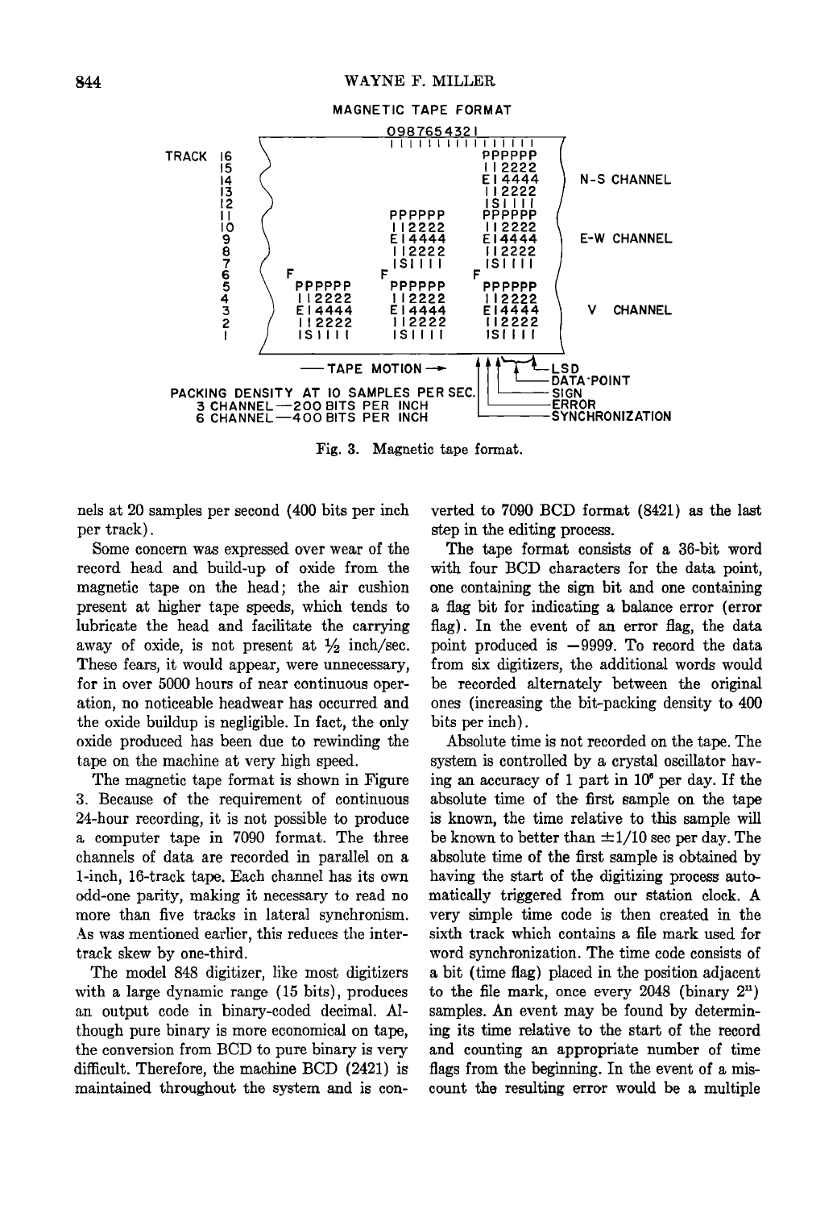MAGNETIC TAPE FORMAT

```
                                  0987654321
                                  |||||||||||||||||
TRACK 16                                        PPPPPP
      15                                        112222
      14                                        E14444     N-S CHANNEL
      13                                        112222
      12                                        ISIIII
      11                      PPPPPP            PPPPPP
      10                      112222            112222
       9                      E14444            E14444     E-W CHANNEL
       8                      112222            112222
       7                      ISIIII            ISIIII
       6       F              F                 F
       5       PPPPPP         PPPPPP            PPPPPP
       4       112222         112222            112222
       3       E14444         E14444            E14444     V CHANNEL
       2       112222         112222            112222
       1       ISIIII         ISIIII            ISIIII

               — TAPE MOTION →                  LSD
                                                DATA-POINT
PACKING DENSITY AT 10 SAMPLES PER SEC.          SIGN
3 CHANNEL—200 BITS PER INCH                     ERROR
6 CHANNEL—400 BITS PER INCH                     SYNCHRONIZATION
```

Fig. 3. Magnetic tape format.

nels at 20 samples per second (400 bits per inch per track).

Some concern was expressed over wear of the record head and build-up of oxide from the magnetic tape on the head; the air cushion present at higher tape speeds, which tends to lubricate the head and facilitate the carrying away of oxide, is not present at ½ inch/sec. These fears, it would appear, were unnecessary, for in over 5000 hours of near continuous operation, no noticeable headwear has occurred and the oxide buildup is negligible. In fact, the only oxide produced has been due to rewinding the tape on the machine at very high speed.

The magnetic tape format is shown in Figure 3. Because of the requirement of continuous 24-hour recording, it is not possible to produce a computer tape in 7090 format. The three channels of data are recorded in parallel on a 1-inch, 16-track tape. Each channel has its own odd-one parity, making it necessary to read no more than five tracks in lateral synchronism. As was mentioned earlier, this reduces the inter-track skew by one-third.

The model 848 digitizer, like most digitizers with a large dynamic range (15 bits), produces an output code in binary-coded decimal. Although pure binary is more economical on tape, the conversion from BCD to pure binary is very difficult. Therefore, the machine BCD (2421) is maintained throughout the system and is converted to 7090 BCD format (8421) as the last step in the editing process.

The tape format consists of a 36-bit word with four BCD characters for the data point, one containing the sign bit and one containing a flag bit for indicating a balance error (error flag). In the event of an error flag, the data point produced is −9999. To record the data from six digitizers, the additional words would be recorded alternately between the original ones (increasing the bit-packing density to 400 bits per inch).

Absolute time is not recorded on the tape. The system is controlled by a crystal oscillator having an accuracy of 1 part in $10^6$ per day. If the absolute time of the first sample on the tape is known, the time relative to this sample will be known to better than $\pm 1/10$ sec per day. The absolute time of the first sample is obtained by having the start of the digitizing process automatically triggered from our station clock. A very simple time code is then created in the sixth track which contains a file mark used for word synchronization. The time code consists of a bit (time flag) placed in the position adjacent to the file mark, once every 2048 (binary $2^{11}$) samples. An event may be found by determining its time relative to the start of the record and counting an appropriate number of time flags from the beginning. In the event of a miscount the resulting error would be a multiple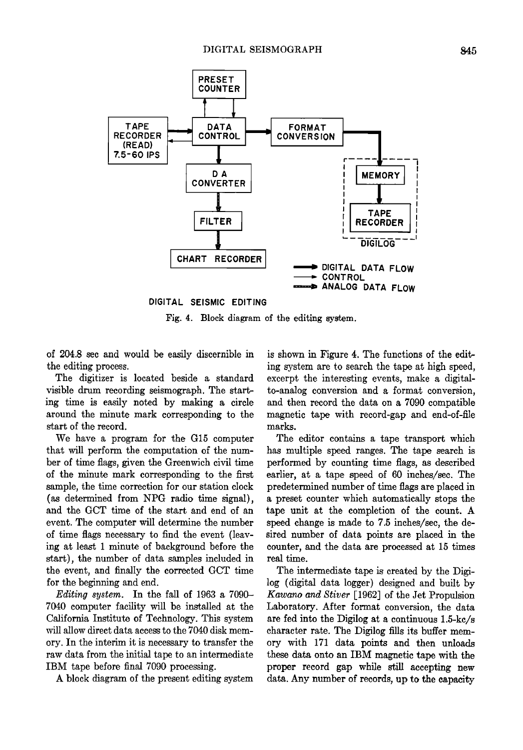DIGITAL SEISMIC EDITING

Fig. 4. Block diagram of the editing system.

of 204.8 sec and would be easily discernible in the editing process.

The digitizer is located beside a standard visible drum recording seismograph. The starting time is easily noted by making a circle around the minute mark corresponding to the start of the record.

We have a program for the G15 computer that will perform the computation of the number of time flags, given the Greenwich civil time of the minute mark corresponding to the first sample, the time correction for our station clock (as determined from NPG radio time signal), and the GCT time of the start and end of an event. The computer will determine the number of time flags necessary to find the event (leaving at least 1 minute of background before the start), the number of data samples included in the event, and finally the corrected GCT time for the beginning and end.

*Editing system.* In the fall of 1963 a 7090–7040 computer facility will be installed at the California Institute of Technology. This system will allow direct data access to the 7040 disk memory. In the interim it is necessary to transfer the raw data from the initial tape to an intermediate IBM tape before final 7090 processing.

A block diagram of the present editing system is shown in Figure 4. The functions of the editing system are to search the tape at high speed, excerpt the interesting events, make a digital-to-analog conversion and a format conversion, and then record the data on a 7090 compatible magnetic tape with record-gap and end-of-file marks.

The editor contains a tape transport which has multiple speed ranges. The tape search is performed by counting time flags, as described earlier, at a tape speed of 60 inches/sec. The predetermined number of time flags are placed in a preset counter which automatically stops the tape unit at the completion of the count. A speed change is made to 7.5 inches/sec, the desired number of data points are placed in the counter, and the data are processed at 15 times real time.

The intermediate tape is created by the Digilog (digital data logger) designed and built by *Kawano and Stiver* [1962] of the Jet Propulsion Laboratory. After format conversion, the data are fed into the Digilog at a continuous 1.5-kc/s character rate. The Digilog fills its buffer memory with 171 data points and then unloads these data onto an IBM magnetic tape with the proper record gap while still accepting new data. Any number of records, up to the capacity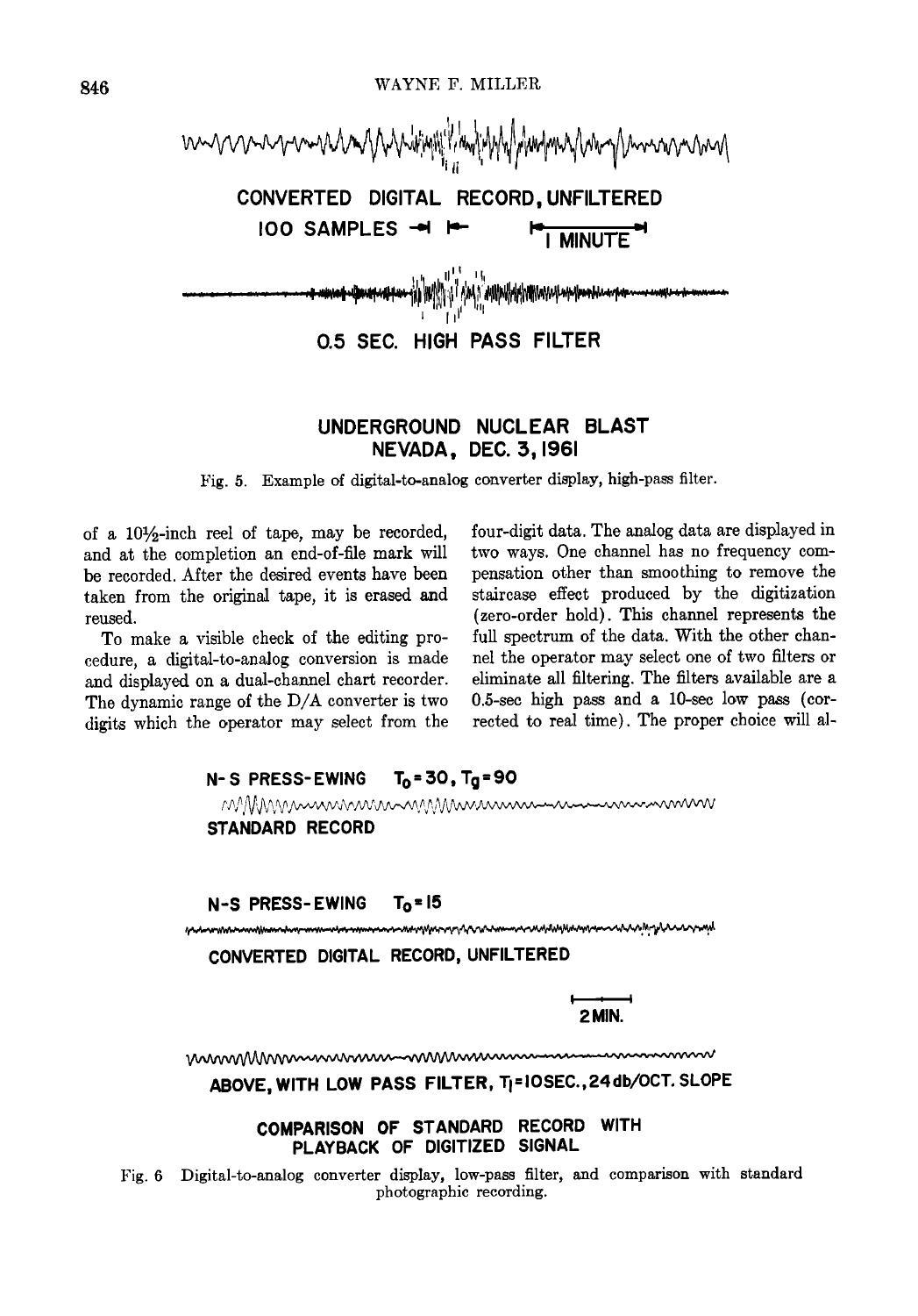CONVERTED DIGITAL RECORD, UNFILTERED

100 SAMPLES    1 MINUTE

0.5 SEC. HIGH PASS FILTER

UNDERGROUND NUCLEAR BLAST
NEVADA, DEC. 3, 1961

Fig. 5. Example of digital-to-analog converter display, high-pass filter.

of a 10½-inch reel of tape, may be recorded, and at the completion an end-of-file mark will be recorded. After the desired events have been taken from the original tape, it is erased and reused.

To make a visible check of the editing procedure, a digital-to-analog conversion is made and displayed on a dual-channel chart recorder. The dynamic range of the D/A converter is two digits which the operator may select from the four-digit data. The analog data are displayed in two ways. One channel has no frequency compensation other than smoothing to remove the staircase effect produced by the digitization (zero-order hold). This channel represents the full spectrum of the data. With the other channel the operator may select one of two filters or eliminate all filtering. The filters available are a 0.5-sec high pass and a 10-sec low pass (corrected to real time). The proper choice will al-

N-S PRESS-EWING $T_0 = 30$, $T_g = 90$

STANDARD RECORD

N-S PRESS-EWING $T_0 = 15$

CONVERTED DIGITAL RECORD, UNFILTERED

2 MIN.

ABOVE, WITH LOW PASS FILTER, $T_l = 10$ SEC., 24 db/OCT. SLOPE

COMPARISON OF STANDARD RECORD WITH PLAYBACK OF DIGITIZED SIGNAL

Fig. 6 Digital-to-analog converter display, low-pass filter, and comparison with standard photographic recording.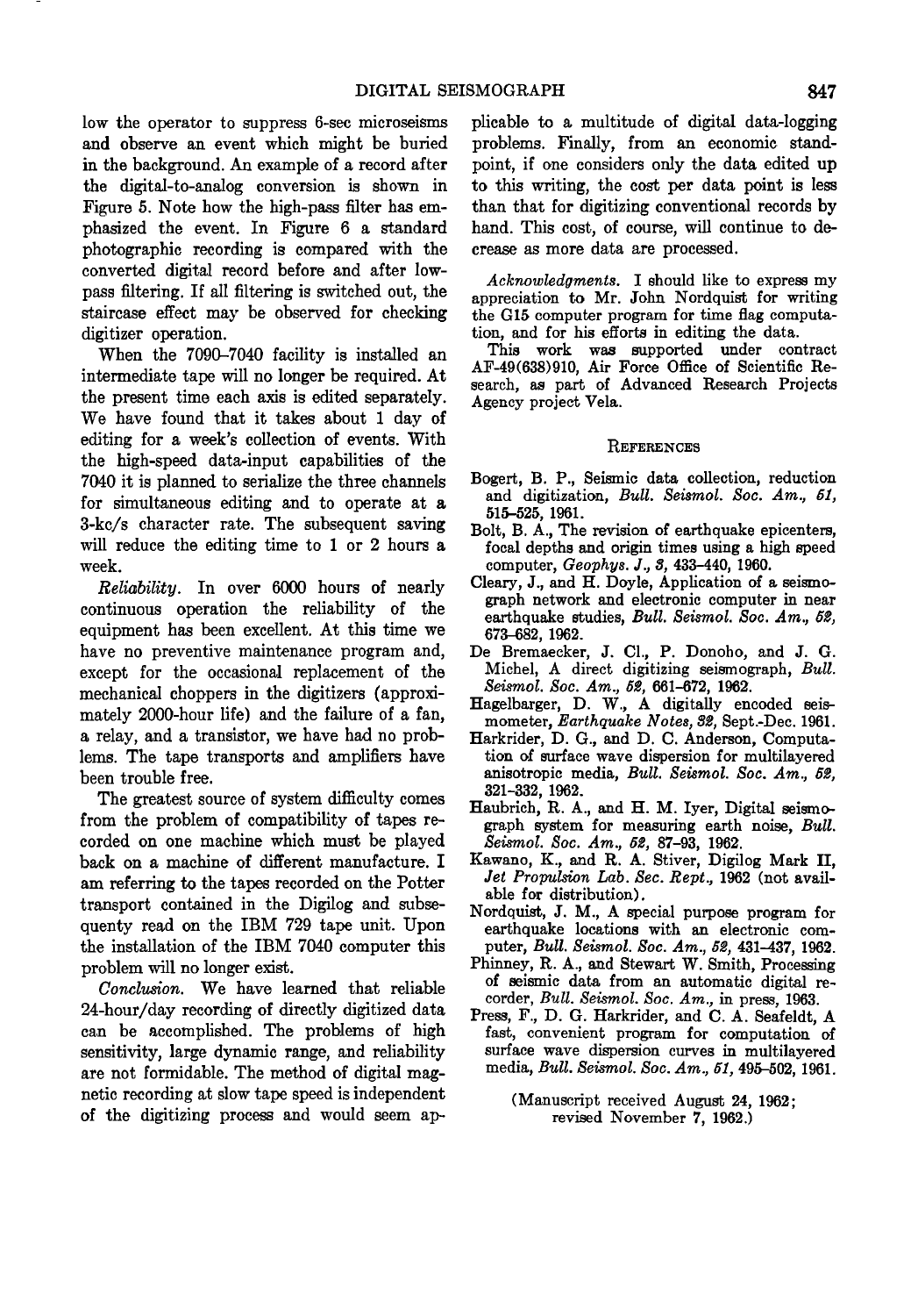low the operator to suppress 6-sec microseisms and observe an event which might be buried in the background. An example of a record after the digital-to-analog conversion is shown in Figure 5. Note how the high-pass filter has emphasized the event. In Figure 6 a standard photographic recording is compared with the converted digital record before and after low-pass filtering. If all filtering is switched out, the staircase effect may be observed for checking digitizer operation.

When the 7090–7040 facility is installed an intermediate tape will no longer be required. At the present time each axis is edited separately. We have found that it takes about 1 day of editing for a week's collection of events. With the high-speed data-input capabilities of the 7040 it is planned to serialize the three channels for simultaneous editing and to operate at a 3-kc/s character rate. The subsequent saving will reduce the editing time to 1 or 2 hours a week.

*Reliability.* In over 6000 hours of nearly continuous operation the reliability of the equipment has been excellent. At this time we have no preventive maintenance program and, except for the occasional replacement of the mechanical choppers in the digitizers (approximately 2000-hour life) and the failure of a fan, a relay, and a transistor, we have had no problems. The tape transports and amplifiers have been trouble free.

The greatest source of system difficulty comes from the problem of compatibility of tapes recorded on one machine which must be played back on a machine of different manufacture. I am referring to the tapes recorded on the Potter transport contained in the Digilog and subsequenty read on the IBM 729 tape unit. Upon the installation of the IBM 7040 computer this problem will no longer exist.

*Conclusion.* We have learned that reliable 24-hour/day recording of directly digitized data can be accomplished. The problems of high sensitivity, large dynamic range, and reliability are not formidable. The method of digital magnetic recording at slow tape speed is independent of the digitizing process and would seem applicable to a multitude of digital data-logging problems. Finally, from an economic standpoint, if one considers only the data edited up to this writing, the cost per data point is less than that for digitizing conventional records by hand. This cost, of course, will continue to decrease as more data are processed.

*Acknowledgments.* I should like to express my appreciation to Mr. John Nordquist for writing the G15 computer program for time flag computation, and for his efforts in editing the data.

This work was supported under contract AF-49(638)910, Air Force Office of Scientific Research, as part of Advanced Research Projects Agency project Vela.

## References

Bogert, B. P., Seismic data collection, reduction and digitization, *Bull. Seismol. Soc. Am., 51,* 515–525, 1961.

Bolt, B. A., The revision of earthquake epicenters, focal depths and origin times using a high speed computer, *Geophys. J., 3,* 433–440, 1960.

Cleary, J., and H. Doyle, Application of a seismograph network and electronic computer in near earthquake studies, *Bull. Seismol. Soc. Am., 52,* 673–682, 1962.

De Bremaecker, J. Cl., P. Donoho, and J. G. Michel, A direct digitizing seismograph, *Bull. Seismol. Soc. Am., 52,* 661–672, 1962.

Hagelbarger, D. W., A digitally encoded seismometer, *Earthquake Notes, 32,* Sept.-Dec. 1961.

Harkrider, D. G., and D. C. Anderson, Computation of surface wave dispersion for multilayered anisotropic media, *Bull. Seismol. Soc. Am., 52,* 321–332, 1962.

Haubrich, R. A., and H. M. Iyer, Digital seismograph system for measuring earth noise, *Bull. Seismol. Soc. Am., 52,* 87–93, 1962.

Kawano, K., and R. A. Stiver, Digilog Mark II, *Jet Propulsion Lab. Sec. Rept.,* 1962 (not available for distribution).

Nordquist, J. M., A special purpose program for earthquake locations with an electronic computer, *Bull. Seismol. Soc. Am., 52,* 431–437, 1962.

Phinney, R. A., and Stewart W. Smith, Processing of seismic data from an automatic digital recorder, *Bull. Seismol. Soc. Am.,* in press, 1963.

Press, F., D. G. Harkrider, and C. A. Seafeldt, A fast, convenient program for computation of surface wave dispersion curves in multilayered media, *Bull. Seismol. Soc. Am., 51,* 495–502, 1961.

(Manuscript received August 24, 1962; revised November 7, 1962.)